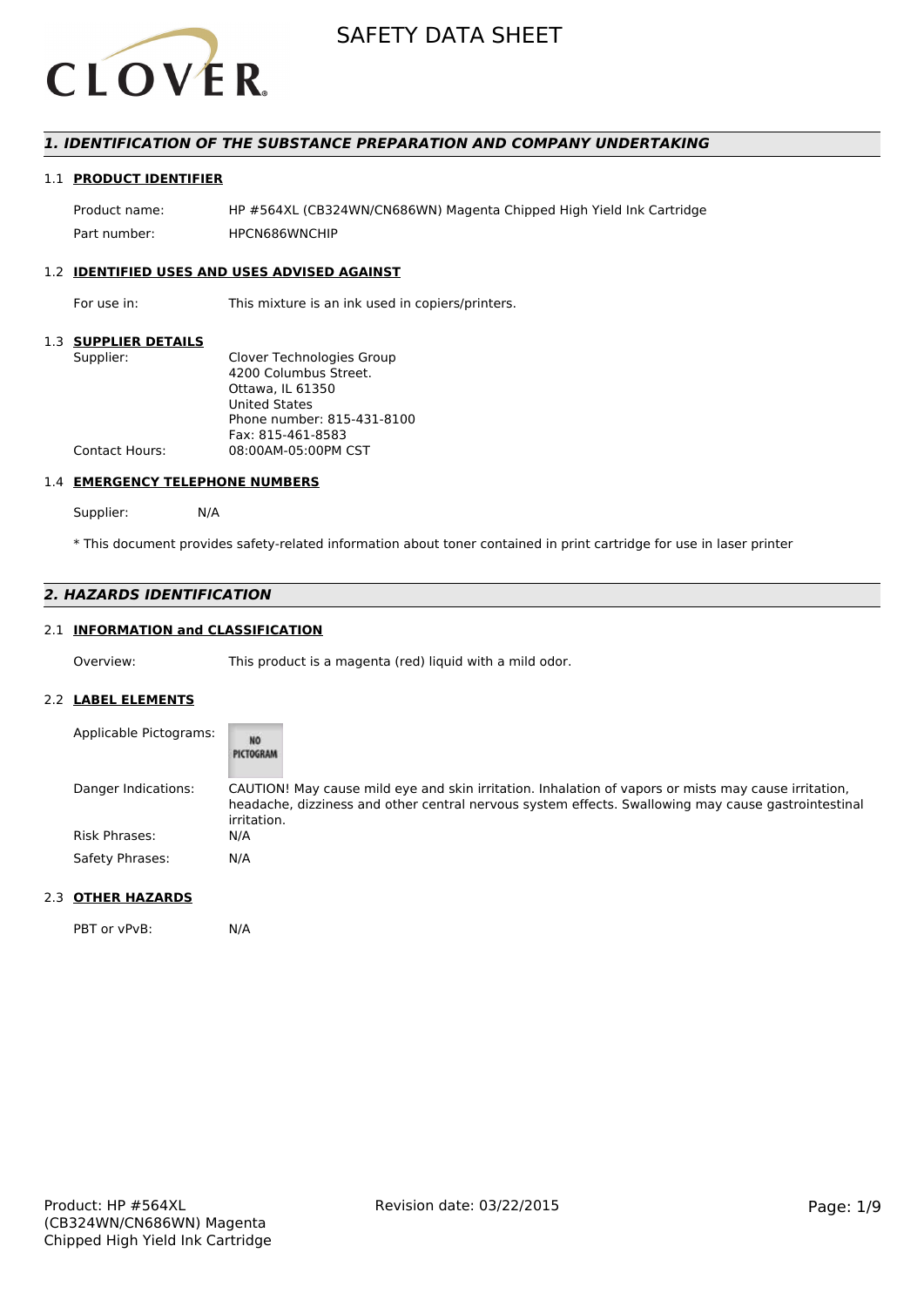# SAFETY DATA SHEET

## 1. IDENTIFICATION OF THE SUBSTANCE PREPARATION AND COMPANY UNDERTAKING

### 1.1 PRODUCT IDENTIFIER

| | |
|---|---|
| Product name: | HP #564XL (CB324WN/CN686WN) Magenta Chipped High Yield Ink Cartridge |
| Part number: | HPCN686WNCHIP |

### 1.2 IDENTIFIED USES AND USES ADVISED AGAINST

For use in: This mixture is an ink used in copiers/printers.

### 1.3 SUPPLIER DETAILS

Supplier:
Clover Technologies Group
4200 Columbus Street.
Ottawa, IL 61350
United States
Phone number: 815-431-8100
Fax: 815-461-8583

Contact Hours: 08:00AM-05:00PM CST

### 1.4 EMERGENCY TELEPHONE NUMBERS

Supplier: N/A

* This document provides safety-related information about toner contained in print cartridge for use in laser printer

## 2. HAZARDS IDENTIFICATION

### 2.1 INFORMATION and CLASSIFICATION

Overview: This product is a magenta (red) liquid with a mild odor.

### 2.2 LABEL ELEMENTS

Applicable Pictograms: NO PICTOGRAM

Danger Indications: CAUTION! May cause mild eye and skin irritation. Inhalation of vapors or mists may cause irritation, headache, dizziness and other central nervous system effects. Swallowing may cause gastrointestinal irritation.

Risk Phrases: N/A

Safety Phrases: N/A

### 2.3 OTHER HAZARDS

PBT or vPvB: N/A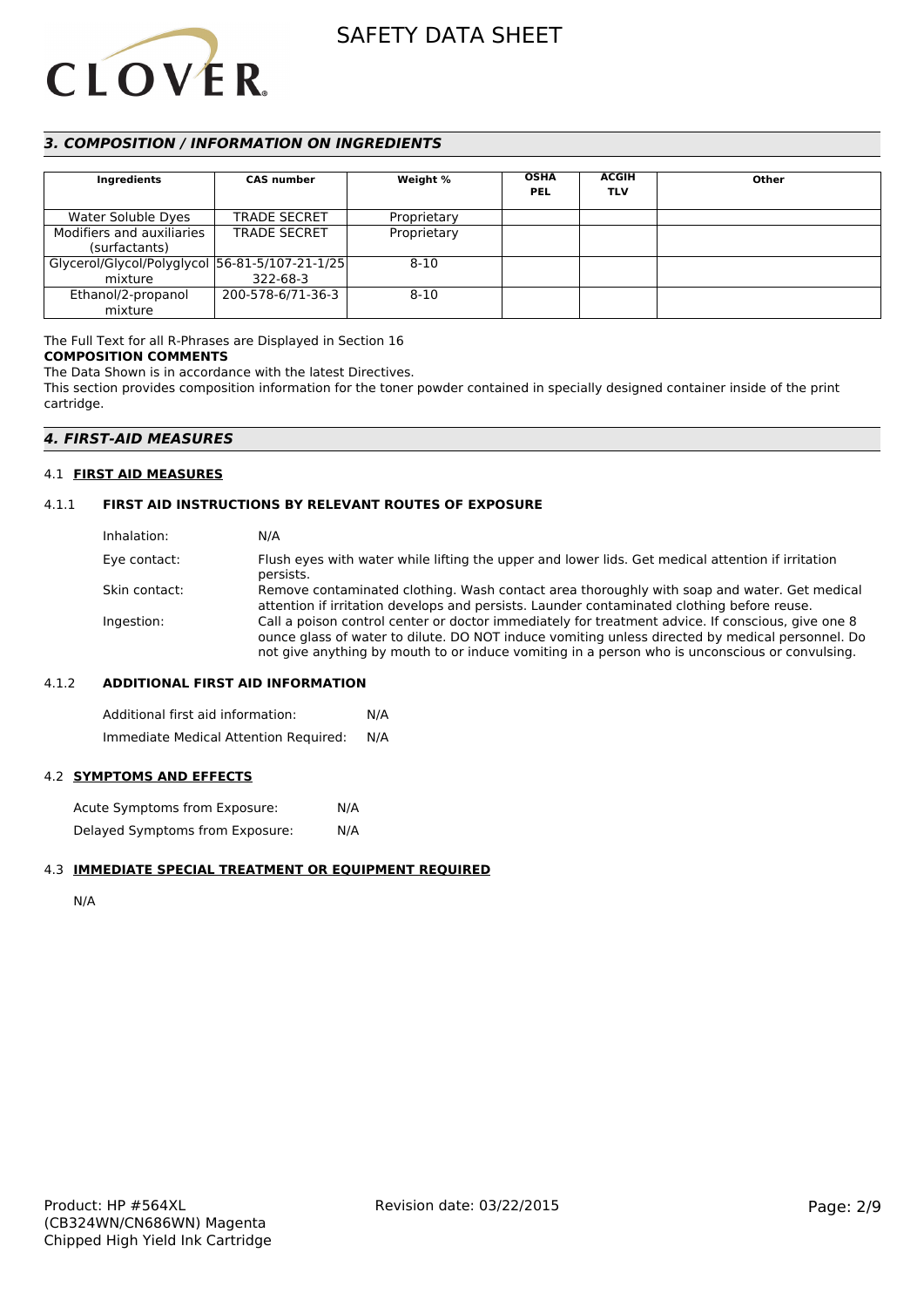## 3. COMPOSITION / INFORMATION ON INGREDIENTS

| Ingredients | CAS number | Weight % | OSHA PEL | ACGIH TLV | Other |
|---|---|---|---|---|---|
| Water Soluble Dyes | TRADE SECRET | Proprietary | | | |
| Modifiers and auxiliaries (surfactants) | TRADE SECRET | Proprietary | | | |
| Glycerol/Glycol/Polyglycol mixture | 56-81-5/107-21-1/25322-68-3 | 8-10 | | | |
| Ethanol/2-propanol mixture | 200-578-6/71-36-3 | 8-10 | | | |

The Full Text for all R-Phrases are Displayed in Section 16

**COMPOSITION COMMENTS**

The Data Shown is in accordance with the latest Directives.

This section provides composition information for the toner powder contained in specially designed container inside of the print cartridge.

## 4. FIRST-AID MEASURES

### 4.1 FIRST AID MEASURES

#### 4.1.1 FIRST AID INSTRUCTIONS BY RELEVANT ROUTES OF EXPOSURE

Inhalation: N/A

Eye contact: Flush eyes with water while lifting the upper and lower lids. Get medical attention if irritation persists.

Skin contact: Remove contaminated clothing. Wash contact area thoroughly with soap and water. Get medical attention if irritation develops and persists. Launder contaminated clothing before reuse.

Ingestion: Call a poison control center or doctor immediately for treatment advice. If conscious, give one 8 ounce glass of water to dilute. DO NOT induce vomiting unless directed by medical personnel. Do not give anything by mouth to or induce vomiting in a person who is unconscious or convulsing.

#### 4.1.2 ADDITIONAL FIRST AID INFORMATION

Additional first aid information: N/A

Immediate Medical Attention Required: N/A

### 4.2 SYMPTOMS AND EFFECTS

Acute Symptoms from Exposure: N/A

Delayed Symptoms from Exposure: N/A

### 4.3 IMMEDIATE SPECIAL TREATMENT OR EQUIPMENT REQUIRED

N/A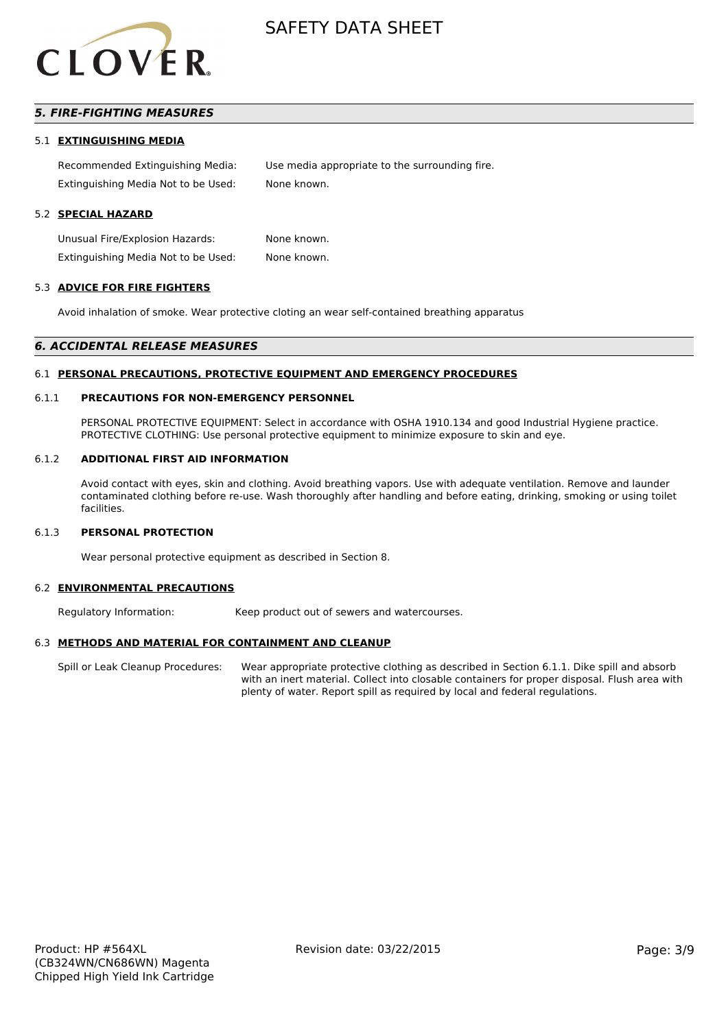## 5. FIRE-FIGHTING MEASURES

### 5.1 EXTINGUISHING MEDIA

| | |
|---|---|
| Recommended Extinguishing Media: | Use media appropriate to the surrounding fire. |
| Extinguishing Media Not to be Used: | None known. |

### 5.2 SPECIAL HAZARD

| | |
|---|---|
| Unusual Fire/Explosion Hazards: | None known. |
| Extinguishing Media Not to be Used: | None known. |

### 5.3 ADVICE FOR FIRE FIGHTERS

Avoid inhalation of smoke. Wear protective cloting an wear self-contained breathing apparatus

## 6. ACCIDENTAL RELEASE MEASURES

### 6.1 PERSONAL PRECAUTIONS, PROTECTIVE EQUIPMENT AND EMERGENCY PROCEDURES

#### 6.1.1 PRECAUTIONS FOR NON-EMERGENCY PERSONNEL

PERSONAL PROTECTIVE EQUIPMENT: Select in accordance with OSHA 1910.134 and good Industrial Hygiene practice.
PROTECTIVE CLOTHING: Use personal protective equipment to minimize exposure to skin and eye.

#### 6.1.2 ADDITIONAL FIRST AID INFORMATION

Avoid contact with eyes, skin and clothing. Avoid breathing vapors. Use with adequate ventilation. Remove and launder contaminated clothing before re-use. Wash thoroughly after handling and before eating, drinking, smoking or using toilet facilities.

#### 6.1.3 PERSONAL PROTECTION

Wear personal protective equipment as described in Section 8.

### 6.2 ENVIRONMENTAL PRECAUTIONS

| | |
|---|---|
| Regulatory Information: | Keep product out of sewers and watercourses. |

### 6.3 METHODS AND MATERIAL FOR CONTAINMENT AND CLEANUP

| | |
|---|---|
| Spill or Leak Cleanup Procedures: | Wear appropriate protective clothing as described in Section 6.1.1. Dike spill and absorb with an inert material. Collect into closable containers for proper disposal. Flush area with plenty of water. Report spill as required by local and federal regulations. |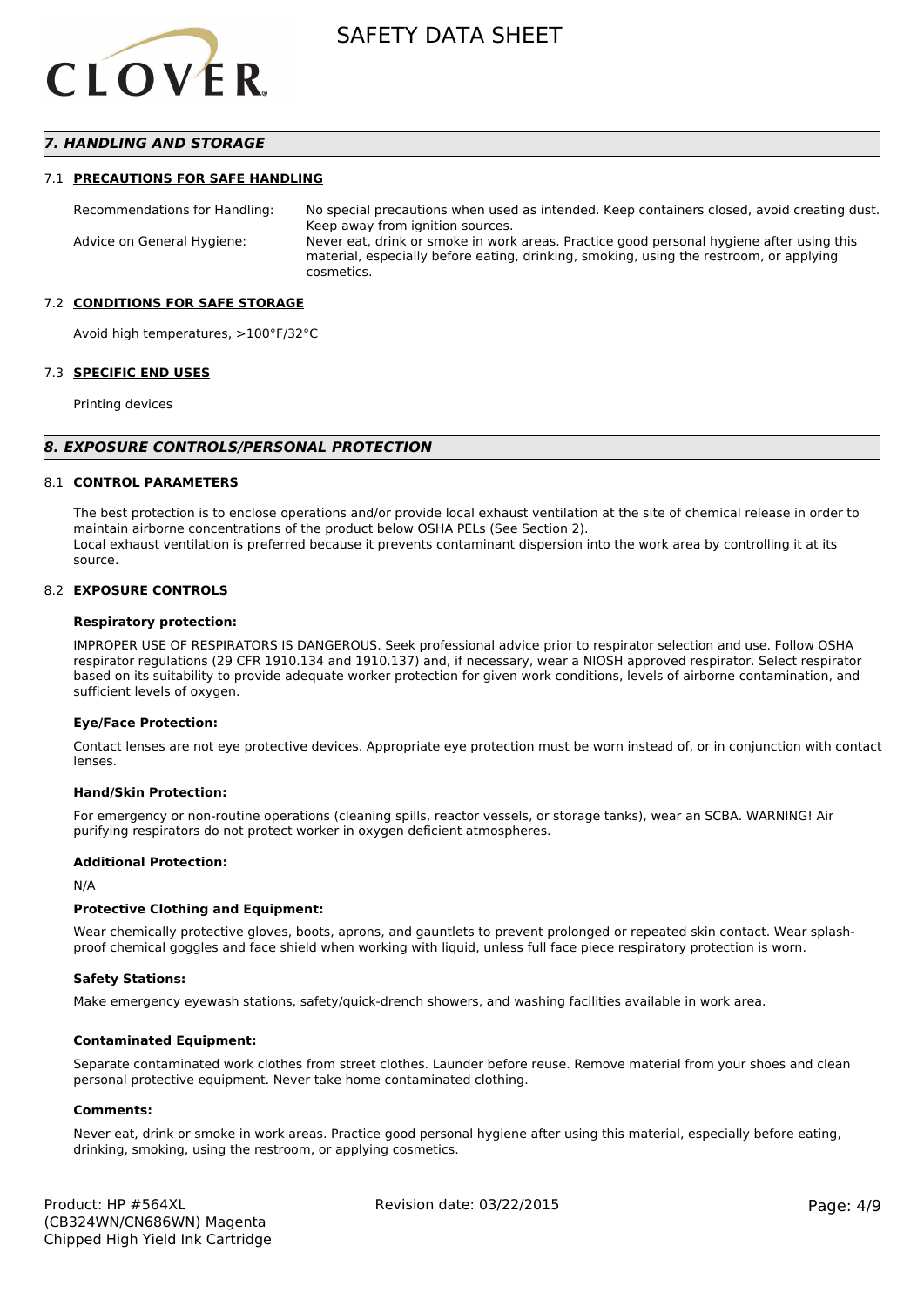## *7. HANDLING AND STORAGE*

### 7.1 PRECAUTIONS FOR SAFE HANDLING

Recommendations for Handling: No special precautions when used as intended. Keep containers closed, avoid creating dust. Keep away from ignition sources.

Advice on General Hygiene: Never eat, drink or smoke in work areas. Practice good personal hygiene after using this material, especially before eating, drinking, smoking, using the restroom, or applying cosmetics.

### 7.2 CONDITIONS FOR SAFE STORAGE

Avoid high temperatures, >100°F/32°C

### 7.3 SPECIFIC END USES

Printing devices

## *8. EXPOSURE CONTROLS/PERSONAL PROTECTION*

### 8.1 CONTROL PARAMETERS

The best protection is to enclose operations and/or provide local exhaust ventilation at the site of chemical release in order to maintain airborne concentrations of the product below OSHA PELs (See Section 2).
Local exhaust ventilation is preferred because it prevents contaminant dispersion into the work area by controlling it at its source.

### 8.2 EXPOSURE CONTROLS

**Respiratory protection:**

IMPROPER USE OF RESPIRATORS IS DANGEROUS. Seek professional advice prior to respirator selection and use. Follow OSHA respirator regulations (29 CFR 1910.134 and 1910.137) and, if necessary, wear a NIOSH approved respirator. Select respirator based on its suitability to provide adequate worker protection for given work conditions, levels of airborne contamination, and sufficient levels of oxygen.

**Eye/Face Protection:**

Contact lenses are not eye protective devices. Appropriate eye protection must be worn instead of, or in conjunction with contact lenses.

**Hand/Skin Protection:**

For emergency or non-routine operations (cleaning spills, reactor vessels, or storage tanks), wear an SCBA. WARNING! Air purifying respirators do not protect worker in oxygen deficient atmospheres.

**Additional Protection:**

N/A

**Protective Clothing and Equipment:**

Wear chemically protective gloves, boots, aprons, and gauntlets to prevent prolonged or repeated skin contact. Wear splash-proof chemical goggles and face shield when working with liquid, unless full face piece respiratory protection is worn.

**Safety Stations:**

Make emergency eyewash stations, safety/quick-drench showers, and washing facilities available in work area.

**Contaminated Equipment:**

Separate contaminated work clothes from street clothes. Launder before reuse. Remove material from your shoes and clean personal protective equipment. Never take home contaminated clothing.

**Comments:**

Never eat, drink or smoke in work areas. Practice good personal hygiene after using this material, especially before eating, drinking, smoking, using the restroom, or applying cosmetics.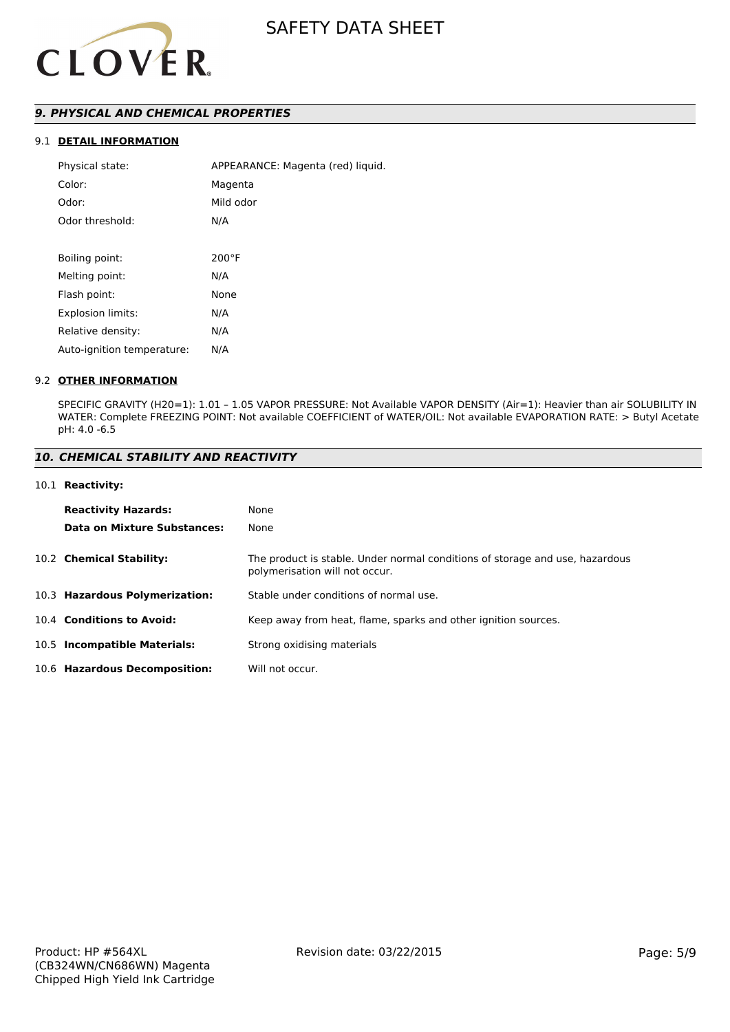## *9. PHYSICAL AND CHEMICAL PROPERTIES*

### 9.1 DETAIL INFORMATION

| | |
|---|---|
| Physical state: | APPEARANCE: Magenta (red) liquid. |
| Color: | Magenta |
| Odor: | Mild odor |
| Odor threshold: | N/A |
| Boiling point: | 200°F |
| Melting point: | N/A |
| Flash point: | None |
| Explosion limits: | N/A |
| Relative density: | N/A |
| Auto-ignition temperature: | N/A |

### 9.2 OTHER INFORMATION

SPECIFIC GRAVITY (H20=1): 1.01 – 1.05 VAPOR PRESSURE: Not Available VAPOR DENSITY (Air=1): Heavier than air SOLUBILITY IN WATER: Complete FREEZING POINT: Not available COEFFICIENT of WATER/OIL: Not available EVAPORATION RATE: > Butyl Acetate pH: 4.0 -6.5

## *10. CHEMICAL STABILITY AND REACTIVITY*

### 10.1 Reactivity:

| | |
|---|---|
| **Reactivity Hazards:** | None |
| **Data on Mixture Substances:** | None |

| | |
|---|---|
| 10.2 **Chemical Stability:** | The product is stable. Under normal conditions of storage and use, hazardous polymerisation will not occur. |
| 10.3 **Hazardous Polymerization:** | Stable under conditions of normal use. |
| 10.4 **Conditions to Avoid:** | Keep away from heat, flame, sparks and other ignition sources. |
| 10.5 **Incompatible Materials:** | Strong oxidising materials |
| 10.6 **Hazardous Decomposition:** | Will not occur. |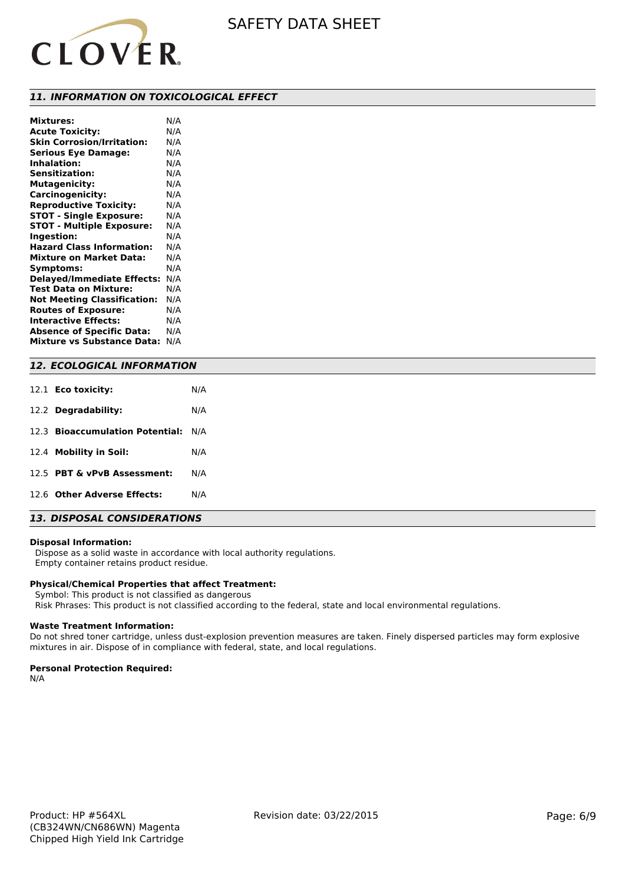## 11. INFORMATION ON TOXICOLOGICAL EFFECT

| | |
|---|---|
| **Mixtures:** | N/A |
| **Acute Toxicity:** | N/A |
| **Skin Corrosion/Irritation:** | N/A |
| **Serious Eye Damage:** | N/A |
| **Inhalation:** | N/A |
| **Sensitization:** | N/A |
| **Mutagenicity:** | N/A |
| **Carcinogenicity:** | N/A |
| **Reproductive Toxicity:** | N/A |
| **STOT - Single Exposure:** | N/A |
| **STOT - Multiple Exposure:** | N/A |
| **Ingestion:** | N/A |
| **Hazard Class Information:** | N/A |
| **Mixture on Market Data:** | N/A |
| **Symptoms:** | N/A |
| **Delayed/Immediate Effects:** | N/A |
| **Test Data on Mixture:** | N/A |
| **Not Meeting Classification:** | N/A |
| **Routes of Exposure:** | N/A |
| **Interactive Effects:** | N/A |
| **Absence of Specific Data:** | N/A |
| **Mixture vs Substance Data:** | N/A |

## 12. ECOLOGICAL INFORMATION

| | |
|---|---|
| 12.1 **Eco toxicity:** | N/A |
| 12.2 **Degradability:** | N/A |
| 12.3 **Bioaccumulation Potential:** | N/A |
| 12.4 **Mobility in Soil:** | N/A |
| 12.5 **PBT & vPvB Assessment:** | N/A |
| 12.6 **Other Adverse Effects:** | N/A |

## 13. DISPOSAL CONSIDERATIONS

**Disposal Information:**

Dispose as a solid waste in accordance with local authority regulations.
Empty container retains product residue.

**Physical/Chemical Properties that affect Treatment:**

Symbol: This product is not classified as dangerous
Risk Phrases: This product is not classified according to the federal, state and local environmental regulations.

**Waste Treatment Information:**

Do not shred toner cartridge, unless dust-explosion prevention measures are taken. Finely dispersed particles may form explosive mixtures in air. Dispose of in compliance with federal, state, and local regulations.

**Personal Protection Required:**

N/A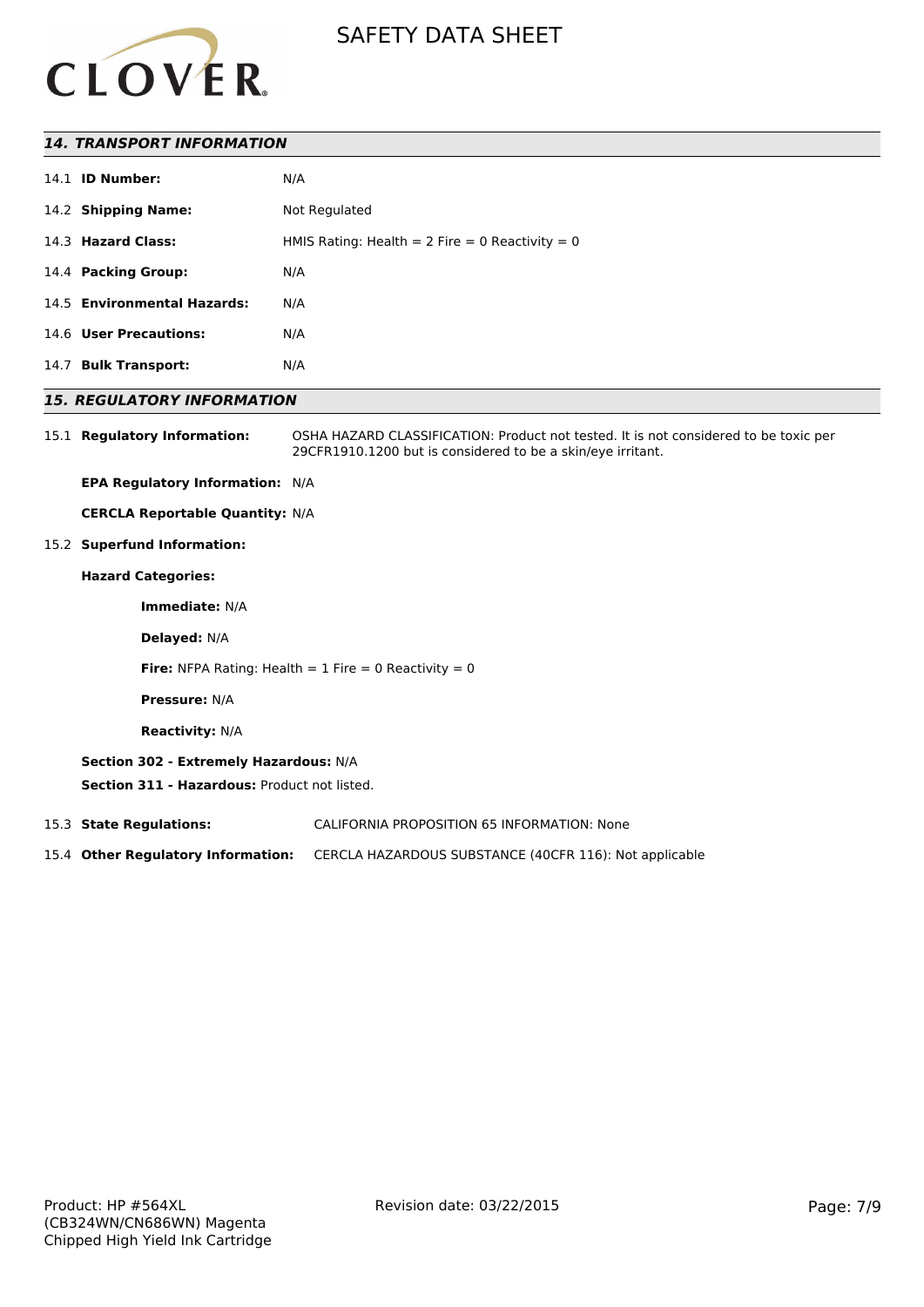## 14. TRANSPORT INFORMATION

14.1 **ID Number:** N/A

14.2 **Shipping Name:** Not Regulated

14.3 **Hazard Class:** HMIS Rating: Health = 2 Fire = 0 Reactivity = 0

14.4 **Packing Group:** N/A

14.5 **Environmental Hazards:** N/A

14.6 **User Precautions:** N/A

14.7 **Bulk Transport:** N/A

## 15. REGULATORY INFORMATION

15.1 **Regulatory Information:** OSHA HAZARD CLASSIFICATION: Product not tested. It is not considered to be toxic per 29CFR1910.1200 but is considered to be a skin/eye irritant.

**EPA Regulatory Information:** N/A

**CERCLA Reportable Quantity:** N/A

15.2 **Superfund Information:**

**Hazard Categories:**

**Immediate:** N/A

**Delayed:** N/A

**Fire:** NFPA Rating: Health = 1 Fire = 0 Reactivity = 0

**Pressure:** N/A

**Reactivity:** N/A

**Section 302 - Extremely Hazardous:** N/A

**Section 311 - Hazardous:** Product not listed.

15.3 **State Regulations:** CALIFORNIA PROPOSITION 65 INFORMATION: None

15.4 **Other Regulatory Information:** CERCLA HAZARDOUS SUBSTANCE (40CFR 116): Not applicable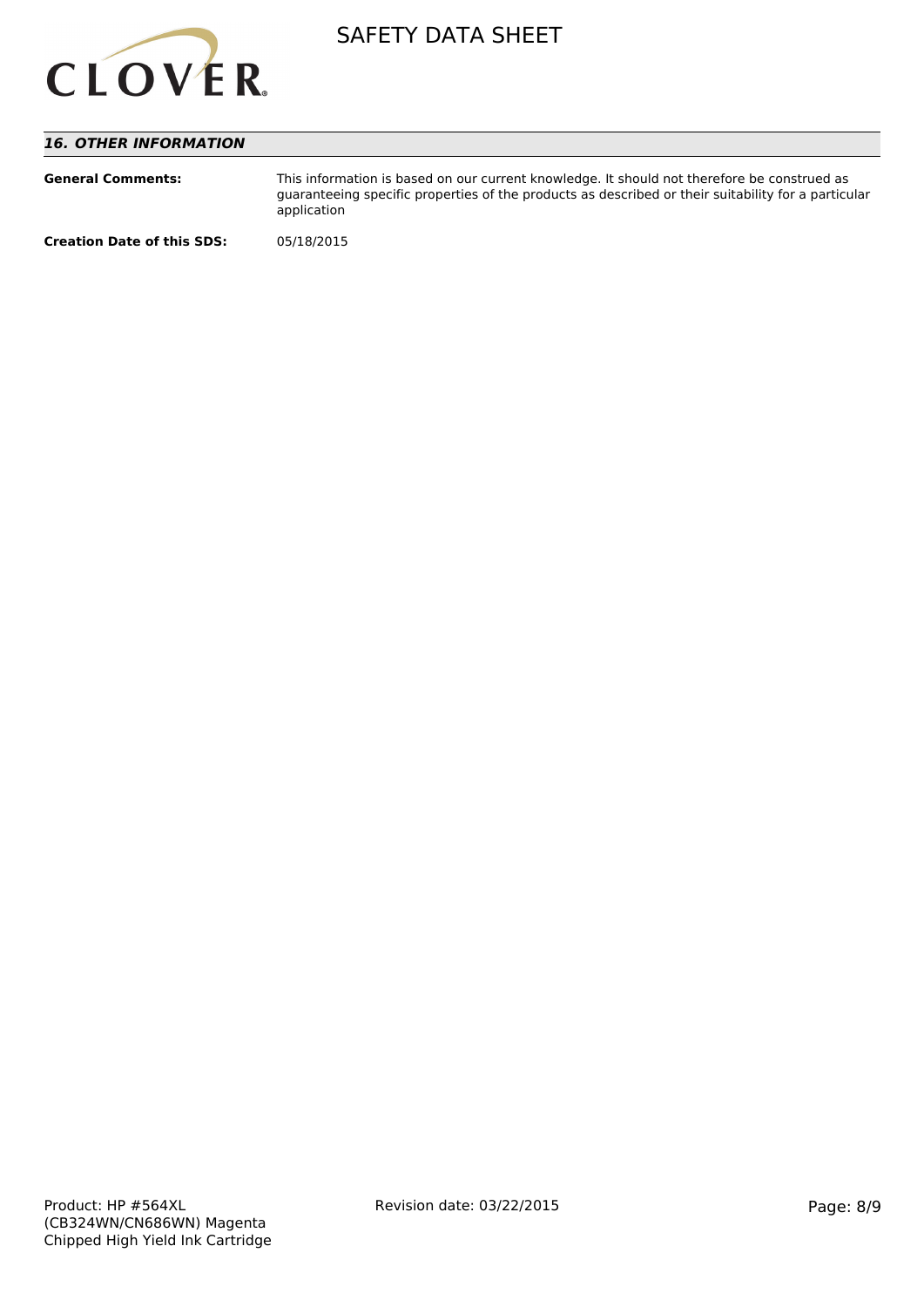## *16. OTHER INFORMATION*

**General Comments:** This information is based on our current knowledge. It should not therefore be construed as guaranteeing specific properties of the products as described or their suitability for a particular application

**Creation Date of this SDS:** 05/18/2015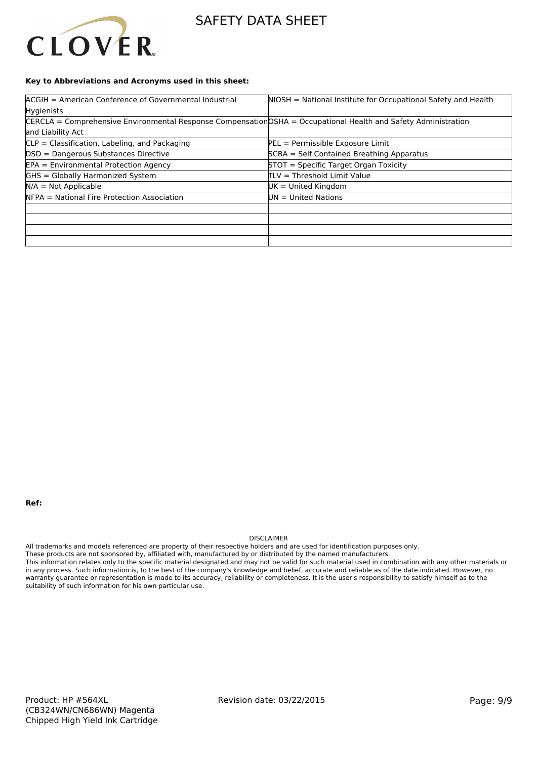**Key to Abbreviations and Acronyms used in this sheet:**

| | |
|---|---|
| ACGIH = American Conference of Governmental Industrial Hygienists | NIOSH = National Institute for Occupational Safety and Health |
| CERCLA = Comprehensive Environmental Response Compensation and Liability Act | OSHA = Occupational Health and Safety Administration |
| CLP = Classification, Labeling, and Packaging | PEL = Permissible Exposure Limit |
| DSD = Dangerous Substances Directive | SCBA = Self Contained Breathing Apparatus |
| EPA = Environmental Protection Agency | STOT = Specific Target Organ Toxicity |
| GHS = Globally Harmonized System | TLV = Threshold Limit Value |
| N/A = Not Applicable | UK = United Kingdom |
| NFPA = National Fire Protection Association | UN = United Nations |
| | |
| | |
| | |
| | |

**Ref:**

DISCLAIMER

All trademarks and models referenced are property of their respective holders and are used for identification purposes only.
These products are not sponsored by, affiliated with, manufactured by or distributed by the named manufacturers.
This information relates only to the specific material designated and may not be valid for such material used in combination with any other materials or in any process. Such information is, to the best of the company's knowledge and belief, accurate and reliable as of the date indicated. However, no warranty guarantee or representation is made to its accuracy, reliability or completeness. It is the user's responsibility to satisfy himself as to the suitability of such information for his own particular use.